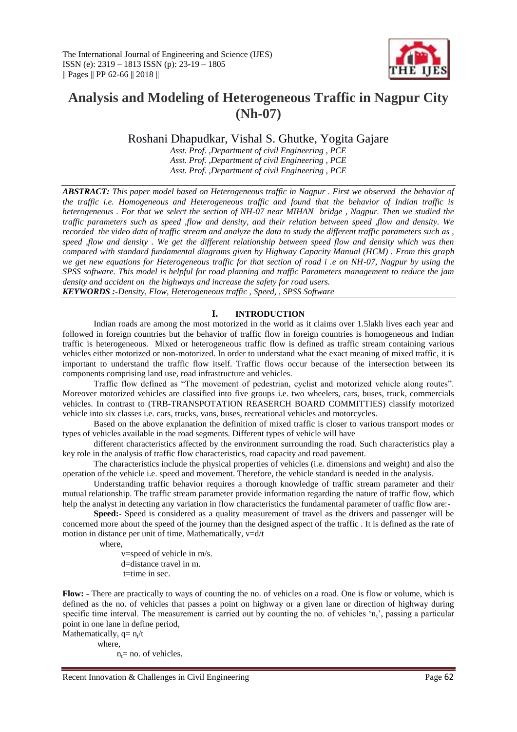# Analysis and Modeling of Heterogeneous Traffic in Nagpur City (Nh-07)

Roshani Dhapudkar, Vishal S. Ghutke, Yogita Gajare

*Asst. Prof. ,Department of civil Engineering , PCE*
*Asst. Prof. ,Department of civil Engineering , PCE*
*Asst. Prof. ,Department of civil Engineering , PCE*

***ABSTRACT:*** *This paper model based on Heterogeneous traffic in Nagpur . First we observed the behavior of the traffic i.e. Homogeneous and Heterogeneous traffic and found that the behavior of Indian traffic is heterogeneous . For that we select the section of NH-07 near MIHAN bridge , Nagpur. Then we studied the traffic parameters such as speed ,flow and density, and their relation between speed ,flow and density. We recorded the video data of traffic stream and analyze the data to study the different traffic parameters such as , speed ,flow and density . We get the different relationship between speed flow and density which was then compared with standard fundamental diagrams given by Highway Capacity Manual (HCM) . From this graph we get new equations for Heterogeneous traffic for that section of road i .e on NH-07, Nagpur by using the SPSS software. This model is helpful for road planning and traffic Parameters management to reduce the jam density and accident on the highways and increase the safety for road users.*

***KEYWORDS :-****Density, Flow, Heterogeneous traffic , Speed, , SPSS Software*

## I. INTRODUCTION

Indian roads are among the most motorized in the world as it claims over 1.5lakh lives each year and followed in foreign countries but the behavior of traffic flow in foreign countries is homogeneous and Indian traffic is heterogeneous. Mixed or heterogeneous traffic flow is defined as traffic stream containing various vehicles either motorized or non-motorized. In order to understand what the exact meaning of mixed traffic, it is important to understand the traffic flow itself. Traffic flows occur because of the intersection between its components comprising land use, road infrastructure and vehicles.

Traffic flow defined as "The movement of pedestrian, cyclist and motorized vehicle along routes". Moreover motorized vehicles are classified into five groups i.e. two wheelers, cars, buses, truck, commercials vehicles. In contrast to (TRB-TRANSPOTATION REASERCH BOARD COMMITTIES) classify motorized vehicle into six classes i.e. cars, trucks, vans, buses, recreational vehicles and motorcycles.

Based on the above explanation the definition of mixed traffic is closer to various transport modes or types of vehicles available in the road segments. Different types of vehicle will have

different characteristics affected by the environment surrounding the road. Such characteristics play a key role in the analysis of traffic flow characteristics, road capacity and road pavement.

The characteristics include the physical properties of vehicles (i.e. dimensions and weight) and also the operation of the vehicle i.e. speed and movement. Therefore, the vehicle standard is needed in the analysis.

Understanding traffic behavior requires a thorough knowledge of traffic stream parameter and their mutual relationship. The traffic stream parameter provide information regarding the nature of traffic flow, which help the analyst in detecting any variation in flow characteristics the fundamental parameter of traffic flow are:-

**Speed:-** Speed is considered as a quality measurement of travel as the drivers and passenger will be concerned more about the speed of the journey than the designed aspect of the traffic . It is defined as the rate of motion in distance per unit of time. Mathematically, $v=d/t$

where,

$v$=speed of vehicle in m/s.
$d$=distance travel in m.
$t$=time in sec.

**Flow: -** There are practically to ways of counting the no. of vehicles on a road. One is flow or volume, which is defined as the no. of vehicles that passes a point on highway or a given lane or direction of highway during specific time interval. The measurement is carried out by counting the no. of vehicles '$n_t$', passing a particular point in one lane in define period,

Mathematically, $q= n_t/t$

where,

$n_t$= no. of vehicles.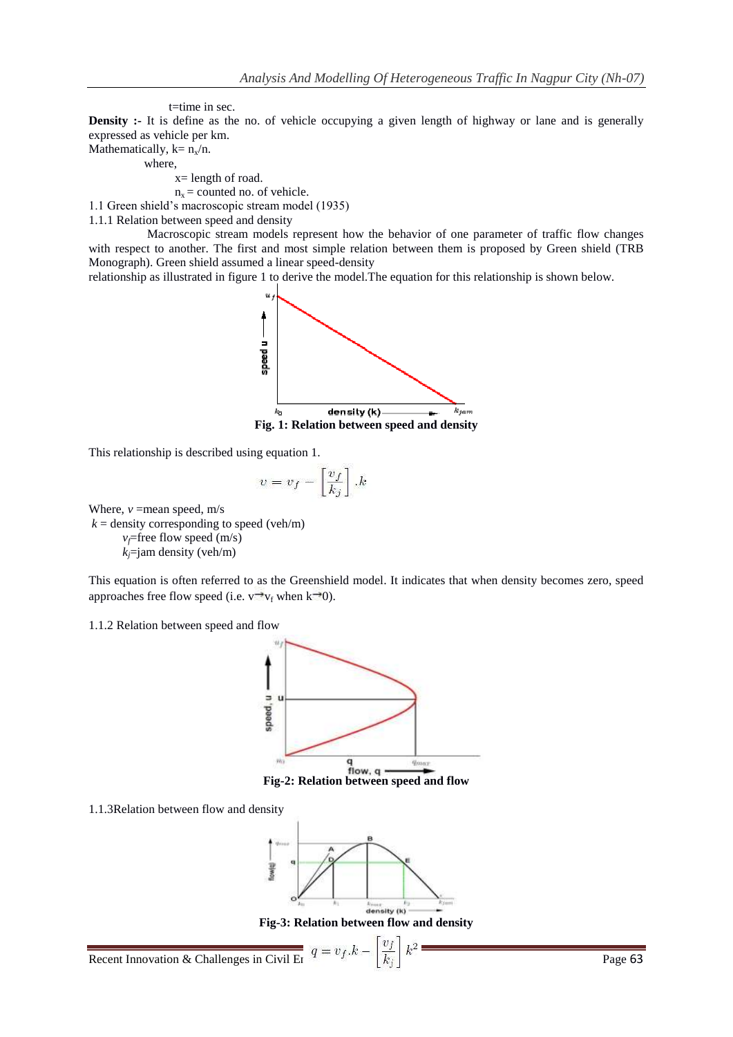t=time in sec.

**Density :-** It is define as the no. of vehicle occupying a given length of highway or lane and is generally expressed as vehicle per km.

Mathematically, $k = n_x/n$.

where,

$x$ = length of road.

$n_x$ = counted no. of vehicle.

1.1 Green shield's macroscopic stream model (1935)

1.1.1 Relation between speed and density

Macroscopic stream models represent how the behavior of one parameter of traffic flow changes with respect to another. The first and most simple relation between them is proposed by Green shield (TRB Monograph). Green shield assumed a linear speed-density relationship as illustrated in figure 1 to derive the model.The equation for this relationship is shown below.

**Fig. 1: Relation between speed and density**

This relationship is described using equation 1.

$$v = v_f - \left[\frac{v_f}{k_j}\right].k$$

Where, $v$ =mean speed, m/s

$k$ = density corresponding to speed (veh/m)

$v_f$=free flow speed (m/s)

$k_j$=jam density (veh/m)

This equation is often referred to as the Greenshield model. It indicates that when density becomes zero, speed approaches free flow speed (i.e. $v \rightarrow v_f$ when $k \rightarrow 0$).

1.1.2 Relation between speed and flow

**Fig-2: Relation between speed and flow**

1.1.3Relation between flow and density

**Fig-3: Relation between flow and density**

$$q = v_f.k - \left[\frac{v_f}{k_j}\right]k^2$$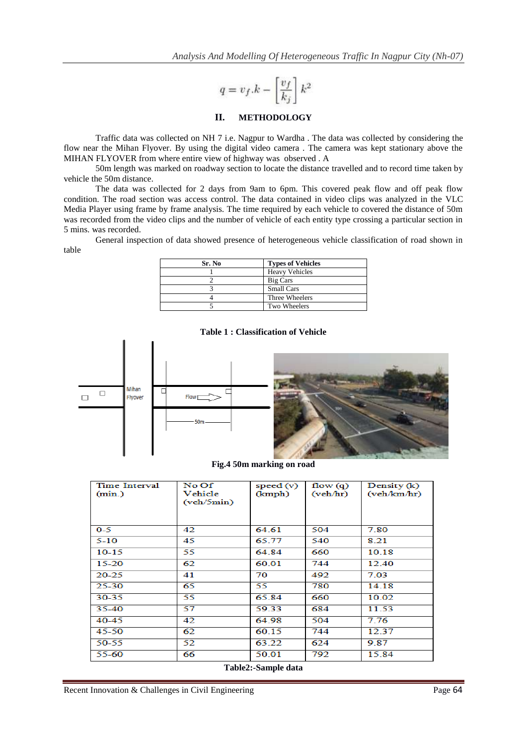$$q = v_f.k - \left[\frac{v_f}{k_j}\right] k^2$$

## II. METHODOLOGY

Traffic data was collected on NH 7 i.e. Nagpur to Wardha . The data was collected by considering the flow near the Mihan Flyover. By using the digital video camera . The camera was kept stationary above the MIHAN FLYOVER from where entire view of highway was observed . A

50m length was marked on roadway section to locate the distance travelled and to record time taken by vehicle the 50m distance.

The data was collected for 2 days from 9am to 6pm. This covered peak flow and off peak flow condition. The road section was access control. The data contained in video clips was analyzed in the VLC Media Player using frame by frame analysis. The time required by each vehicle to covered the distance of 50m was recorded from the video clips and the number of vehicle of each entity type crossing a particular section in 5 mins. was recorded.

General inspection of data showed presence of heterogeneous vehicle classification of road shown in table

| Sr. No | Types of Vehicles |
|---|---|
| 1 | Heavy Vehicles |
| 2 | Big Cars |
| 3 | Small Cars |
| 4 | Three Wheelers |
| 5 | Two Wheelers |

**Table 1 : Classification of Vehicle**

**Fig.4 50m marking on road**

| Time Interval (min.) | No Of Vehicle (veh/5min) | speed (v) (kmph) | flow (q) (veh/hr) | Density (k) (veh/km/hr) |
|---|---|---|---|---|
| 0-5 | 42 | 64.61 | 504 | 7.80 |
| 5-10 | 45 | 65.77 | 540 | 8.21 |
| 10-15 | 55 | 64.84 | 660 | 10.18 |
| 15-20 | 62 | 60.01 | 744 | 12.40 |
| 20-25 | 41 | 70 | 492 | 7.03 |
| 25-30 | 65 | 55 | 780 | 14.18 |
| 30-35 | 55 | 65.84 | 660 | 10.02 |
| 35-40 | 57 | 59.33 | 684 | 11.53 |
| 40-45 | 42 | 64.98 | 504 | 7.76 |
| 45-50 | 62 | 60.15 | 744 | 12.37 |
| 50-55 | 52 | 63.22 | 624 | 9.87 |
| 55-60 | 66 | 50.01 | 792 | 15.84 |

**Table2:-Sample data**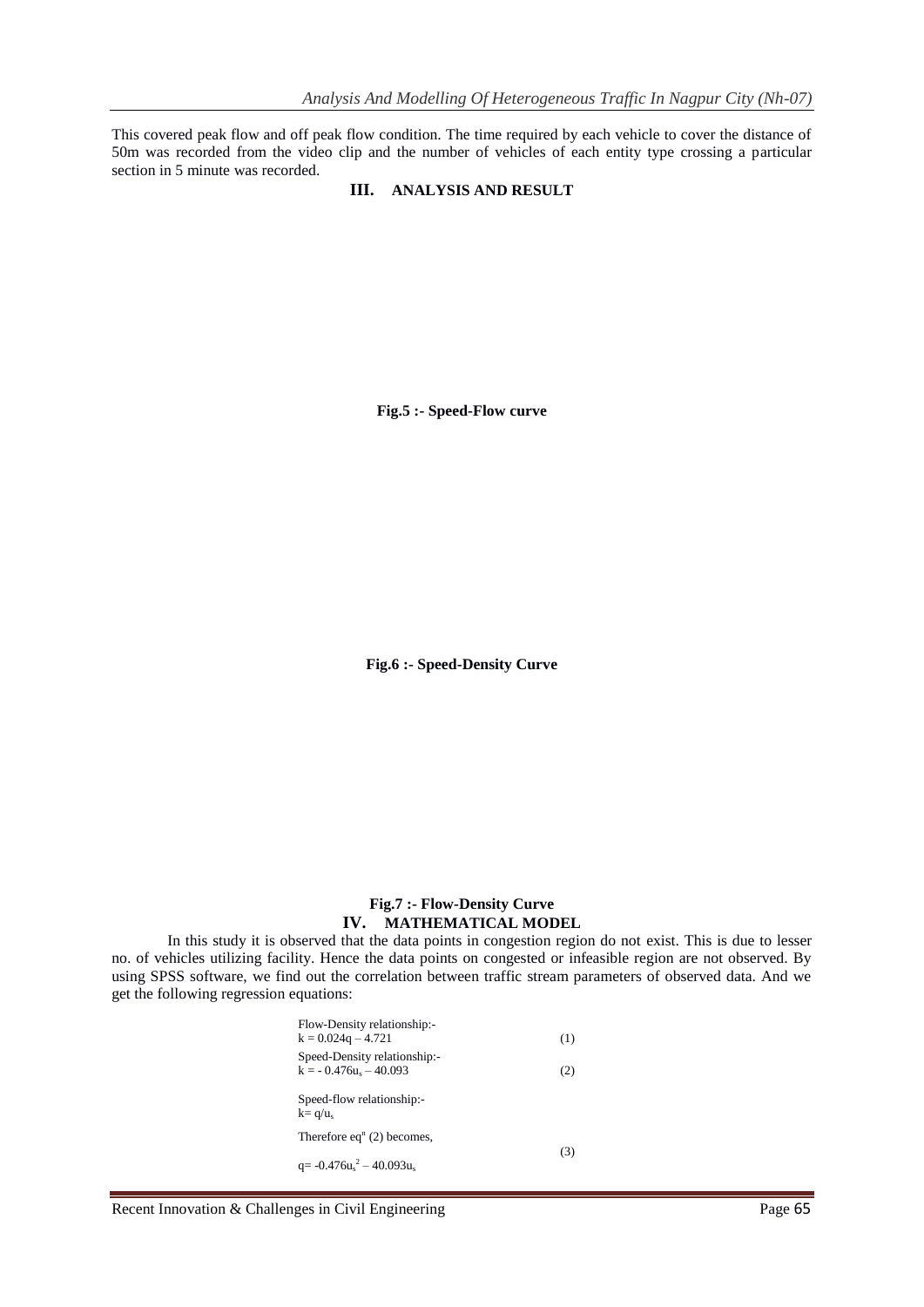This covered peak flow and off peak flow condition. The time required by each vehicle to cover the distance of 50m was recorded from the video clip and the number of vehicles of each entity type crossing a particular section in 5 minute was recorded.

## III. ANALYSIS AND RESULT

**Fig.5 :- Speed-Flow curve**

**Fig.6 :- Speed-Density Curve**

**Fig.7 :- Flow-Density Curve**

## IV. MATHEMATICAL MODEL

In this study it is observed that the data points in congestion region do not exist. This is due to lesser no. of vehicles utilizing facility. Hence the data points on congested or infeasible region are not observed. By using SPSS software, we find out the correlation between traffic stream parameters of observed data. And we get the following regression equations:

Flow-Density relationship:-

$$k = 0.024q - 4.721 \quad (1)$$

Speed-Density relationship:-

$$k = -0.476u_s - 40.093 \quad (2)$$

Speed-flow relationship:-

$$k = q/u_s$$

Therefore $eq^n$ (2) becomes,

$$q = -0.476u_s^2 - 40.093u_s \quad (3)$$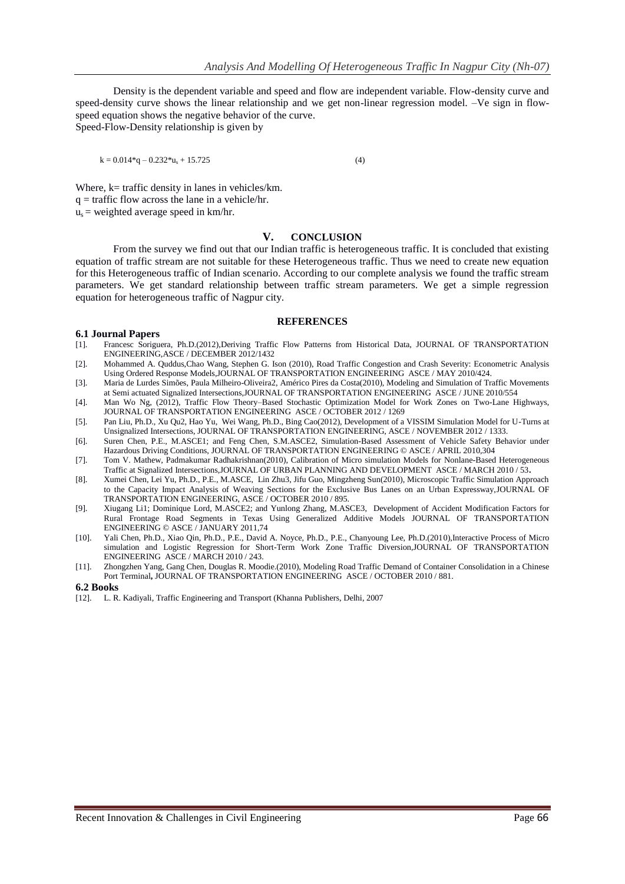Density is the dependent variable and speed and flow are independent variable. Flow-density curve and speed-density curve shows the linear relationship and we get non-linear regression model. –Ve sign in flow-speed equation shows the negative behavior of the curve.
Speed-Flow-Density relationship is given by

$$k = 0.014*q - 0.232*u_s + 15.725 \quad (4)$$

Where, k= traffic density in lanes in vehicles/km.
q = traffic flow across the lane in a vehicle/hr.
$u_s$ = weighted average speed in km/hr.

## V. CONCLUSION

From the survey we find out that our Indian traffic is heterogeneous traffic. It is concluded that existing equation of traffic stream are not suitable for these Heterogeneous traffic. Thus we need to create new equation for this Heterogeneous traffic of Indian scenario. According to our complete analysis we found the traffic stream parameters. We get standard relationship between traffic stream parameters. We get a simple regression equation for heterogeneous traffic of Nagpur city.

## REFERENCES

### 6.1 Journal Papers

[1]. Francesc Soriguera, Ph.D.(2012),Deriving Traffic Flow Patterns from Historical Data, JOURNAL OF TRANSPORTATION ENGINEERING,ASCE / DECEMBER 2012/1432

[2]. Mohammed A. Quddus,Chao Wang, Stephen G. Ison (2010), Road Traffic Congestion and Crash Severity: Econometric Analysis Using Ordered Response Models,JOURNAL OF TRANSPORTATION ENGINEERING ASCE / MAY 2010/424.

[3]. Maria de Lurdes Simões, Paula Milheiro-Oliveira2, Américo Pires da Costa(2010), Modeling and Simulation of Traffic Movements at Semi actuated Signalized Intersections,JOURNAL OF TRANSPORTATION ENGINEERING ASCE / JUNE 2010/554

[4]. Man Wo Ng, (2012), Traffic Flow Theory–Based Stochastic Optimization Model for Work Zones on Two-Lane Highways, JOURNAL OF TRANSPORTATION ENGINEERING ASCE / OCTOBER 2012 / 1269

[5]. Pan Liu, Ph.D., Xu Qu2, Hao Yu, Wei Wang, Ph.D., Bing Cao(2012), Development of a VISSIM Simulation Model for U-Turns at Unsignalized Intersections, JOURNAL OF TRANSPORTATION ENGINEERING, ASCE / NOVEMBER 2012 / 1333.

[6]. Suren Chen, P.E., M.ASCE1; and Feng Chen, S.M.ASCE2, Simulation-Based Assessment of Vehicle Safety Behavior under Hazardous Driving Conditions, JOURNAL OF TRANSPORTATION ENGINEERING © ASCE / APRIL 2010,304

[7]. Tom V. Mathew, Padmakumar Radhakrishnan(2010), Calibration of Micro simulation Models for Nonlane-Based Heterogeneous Traffic at Signalized Intersections,JOURNAL OF URBAN PLANNING AND DEVELOPMENT ASCE / MARCH 2010 / 53.

[8]. Xumei Chen, Lei Yu, Ph.D., P.E., M.ASCE, Lin Zhu3, Jifu Guo, Mingzheng Sun(2010), Microscopic Traffic Simulation Approach to the Capacity Impact Analysis of Weaving Sections for the Exclusive Bus Lanes on an Urban Expressway,JOURNAL OF TRANSPORTATION ENGINEERING, ASCE / OCTOBER 2010 / 895.

[9]. Xiugang Li1; Dominique Lord, M.ASCE2; and Yunlong Zhang, M.ASCE3, Development of Accident Modification Factors for Rural Frontage Road Segments in Texas Using Generalized Additive Models JOURNAL OF TRANSPORTATION ENGINEERING © ASCE / JANUARY 2011,74

[10]. Yali Chen, Ph.D., Xiao Qin, Ph.D., P.E., David A. Noyce, Ph.D., P.E., Chanyoung Lee, Ph.D.(2010),Interactive Process of Micro simulation and Logistic Regression for Short-Term Work Zone Traffic Diversion,JOURNAL OF TRANSPORTATION ENGINEERING ASCE / MARCH 2010 / 243.

[11]. Zhongzhen Yang, Gang Chen, Douglas R. Moodie.(2010), Modeling Road Traffic Demand of Container Consolidation in a Chinese Port Terminal**,** JOURNAL OF TRANSPORTATION ENGINEERING ASCE / OCTOBER 2010 / 881.

### 6.2 Books

[12]. L. R. Kadiyali, Traffic Engineering and Transport (Khanna Publishers, Delhi, 2007